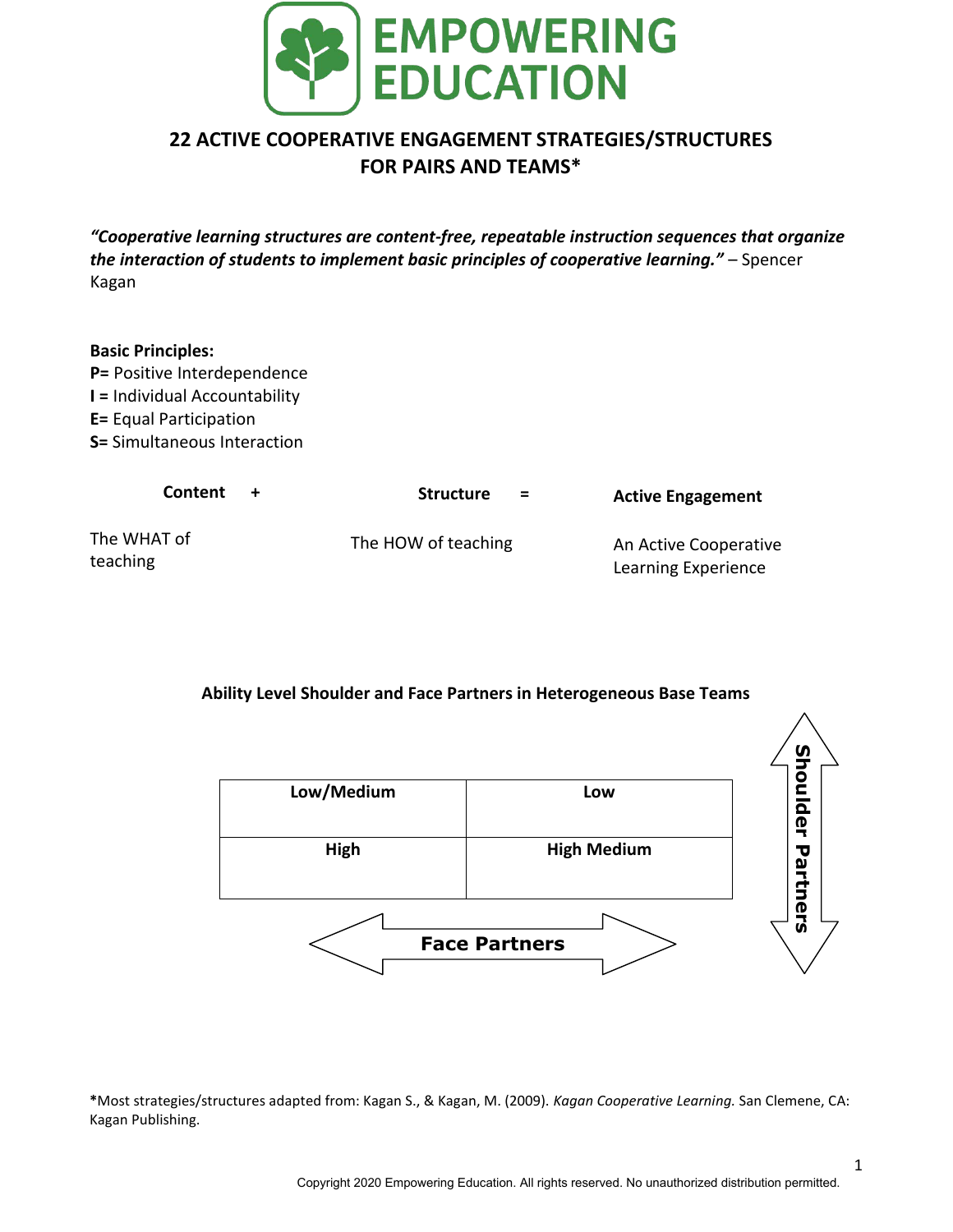# EMPOWERING EDUCATION

## 22 ACTIVE COOPERATIVE ENGAGEMENT STRATEGIES/STRUCTURES FOR PAIRS AND TEAMS*

***"Cooperative learning structures are content-free, repeatable instruction sequences that organize the interaction of students to implement basic principles of cooperative learning."*** – Spencer Kagan

**Basic Principles:**
**P=** Positive Interdependence
**I =** Individual Accountability
**E=** Equal Participation
**S=** Simultaneous Interaction

| **Content** + | **Structure** = | **Active Engagement** |
|---|---|---|
| The WHAT of teaching | The HOW of teaching | An Active Cooperative Learning Experience |

**Ability Level Shoulder and Face Partners in Heterogeneous Base Teams**

| Low/Medium | Low |
|---|---|
| **High** | **High Medium** |

↔ **Face Partners** (left–right)

↕ **Shoulder Partners** (top–bottom)

***Most strategies/structures adapted from:** Kagan S., & Kagan, M. (2009). *Kagan Cooperative Learning.* San Clemene, CA: Kagan Publishing.

Copyright 2020 Empowering Education. All rights reserved. No unauthorized distribution permitted.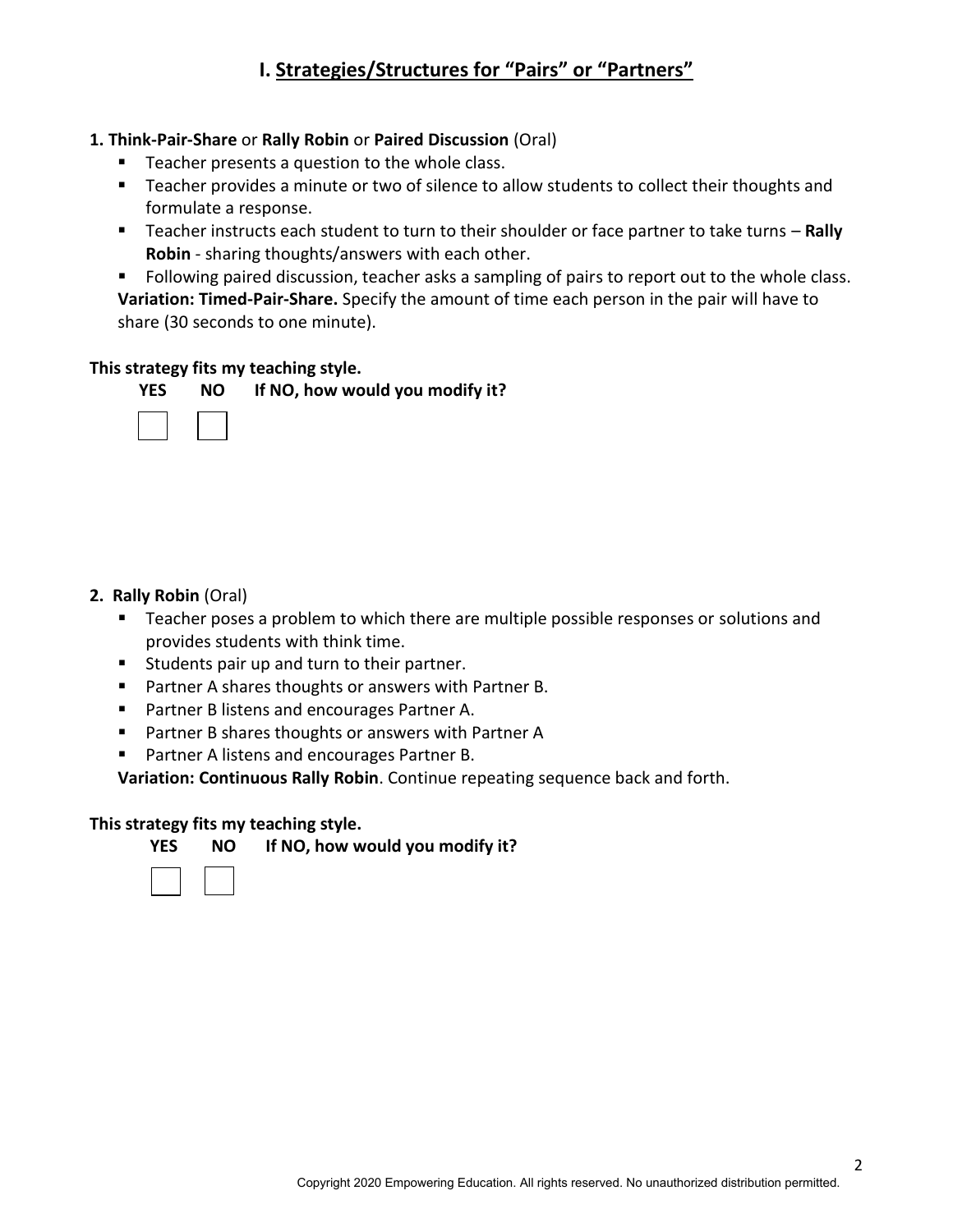## I. Strategies/Structures for "Pairs" or "Partners"

**1. Think-Pair-Share** or **Rally Robin** or **Paired Discussion** (Oral)

- Teacher presents a question to the whole class.
- Teacher provides a minute or two of silence to allow students to collect their thoughts and formulate a response.
- Teacher instructs each student to turn to their shoulder or face partner to take turns – **Rally Robin** - sharing thoughts/answers with each other.
- Following paired discussion, teacher asks a sampling of pairs to report out to the whole class.

**Variation: Timed-Pair-Share.** Specify the amount of time each person in the pair will have to share (30 seconds to one minute).

**This strategy fits my teaching style.**

**YES** ☐ **NO** ☐ **If NO, how would you modify it?**

**2. Rally Robin** (Oral)

- Teacher poses a problem to which there are multiple possible responses or solutions and provides students with think time.
- Students pair up and turn to their partner.
- Partner A shares thoughts or answers with Partner B.
- Partner B listens and encourages Partner A.
- Partner B shares thoughts or answers with Partner A
- Partner A listens and encourages Partner B.

**Variation: Continuous Rally Robin**. Continue repeating sequence back and forth.

**This strategy fits my teaching style.**

**YES** ☐ **NO** ☐ **If NO, how would you modify it?**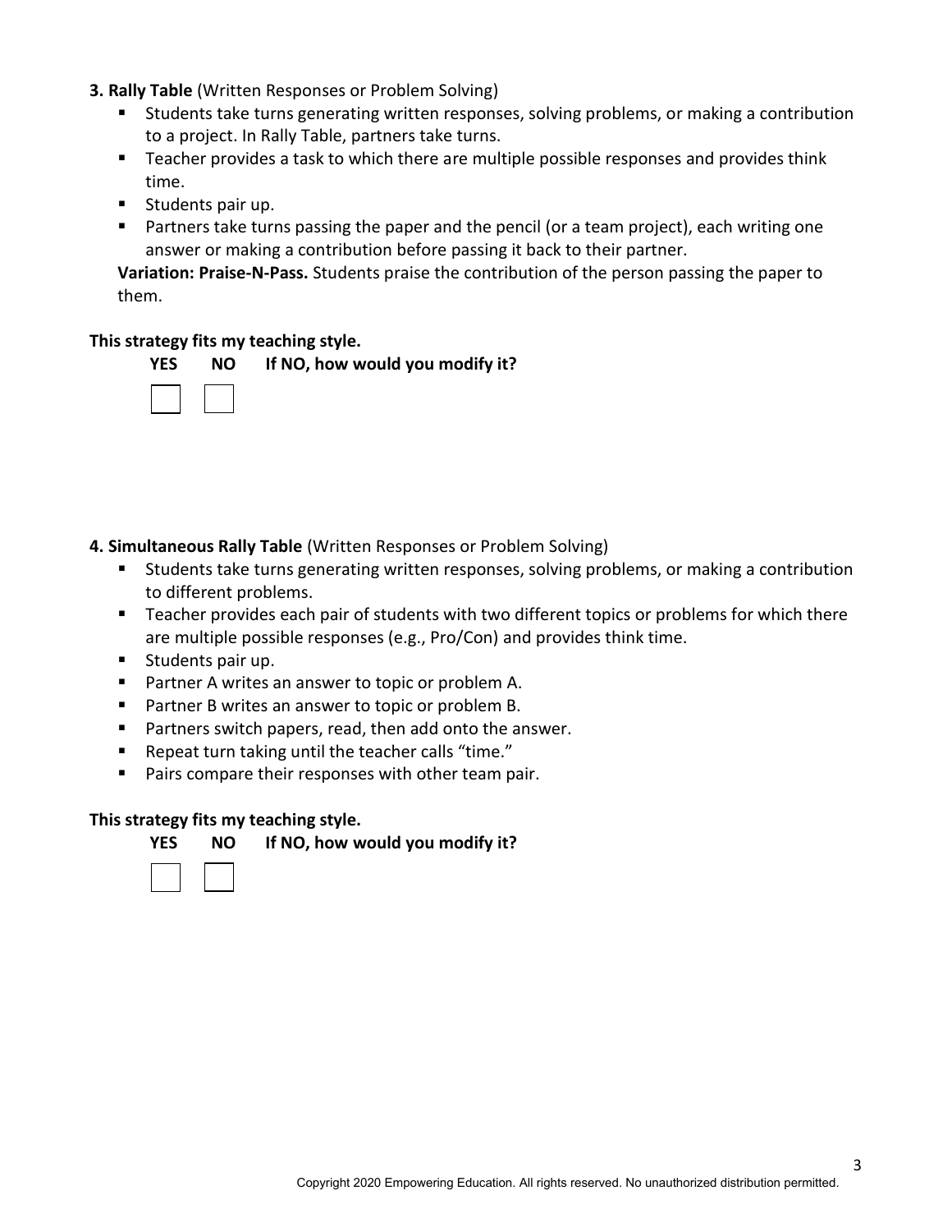**3. Rally Table** (Written Responses or Problem Solving)

- Students take turns generating written responses, solving problems, or making a contribution to a project. In Rally Table, partners take turns.
- Teacher provides a task to which there are multiple possible responses and provides think time.
- Students pair up.
- Partners take turns passing the paper and the pencil (or a team project), each writing one answer or making a contribution before passing it back to their partner.

**Variation: Praise-N-Pass.** Students praise the contribution of the person passing the paper to them.

**This strategy fits my teaching style.**

**YES** ☐ **NO** ☐ **If NO, how would you modify it?**

**4. Simultaneous Rally Table** (Written Responses or Problem Solving)

- Students take turns generating written responses, solving problems, or making a contribution to different problems.
- Teacher provides each pair of students with two different topics or problems for which there are multiple possible responses (e.g., Pro/Con) and provides think time.
- Students pair up.
- Partner A writes an answer to topic or problem A.
- Partner B writes an answer to topic or problem B.
- Partners switch papers, read, then add onto the answer.
- Repeat turn taking until the teacher calls "time."
- Pairs compare their responses with other team pair.

**This strategy fits my teaching style.**

**YES** ☐ **NO** ☐ **If NO, how would you modify it?**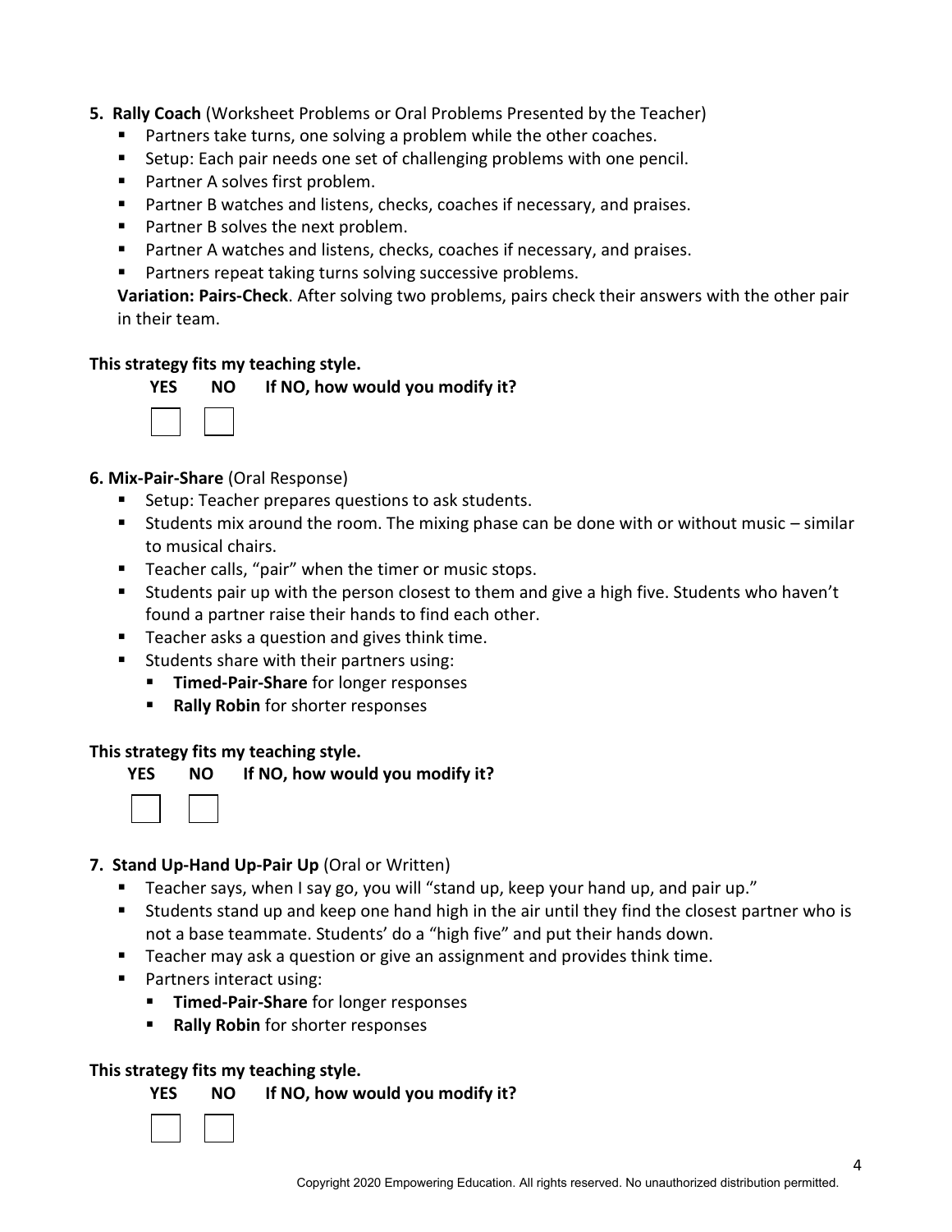5. **Rally Coach** (Worksheet Problems or Oral Problems Presented by the Teacher)
   - Partners take turns, one solving a problem while the other coaches.
   - Setup: Each pair needs one set of challenging problems with one pencil.
   - Partner A solves first problem.
   - Partner B watches and listens, checks, coaches if necessary, and praises.
   - Partner B solves the next problem.
   - Partner A watches and listens, checks, coaches if necessary, and praises.
   - Partners repeat taking turns solving successive problems.

   **Variation: Pairs-Check**. After solving two problems, pairs check their answers with the other pair in their team.

**This strategy fits my teaching style.**

**YES** **NO** **If NO, how would you modify it?**

☐ ☐

6. **Mix-Pair-Share** (Oral Response)
   - Setup: Teacher prepares questions to ask students.
   - Students mix around the room. The mixing phase can be done with or without music – similar to musical chairs.
   - Teacher calls, "pair" when the timer or music stops.
   - Students pair up with the person closest to them and give a high five. Students who haven't found a partner raise their hands to find each other.
   - Teacher asks a question and gives think time.
   - Students share with their partners using:
     - **Timed-Pair-Share** for longer responses
     - **Rally Robin** for shorter responses

**This strategy fits my teaching style.**

**YES** **NO** **If NO, how would you modify it?**

☐ ☐

7. **Stand Up-Hand Up-Pair Up** (Oral or Written)
   - Teacher says, when I say go, you will "stand up, keep your hand up, and pair up."
   - Students stand up and keep one hand high in the air until they find the closest partner who is not a base teammate. Students' do a "high five" and put their hands down.
   - Teacher may ask a question or give an assignment and provides think time.
   - Partners interact using:
     - **Timed-Pair-Share** for longer responses
     - **Rally Robin** for shorter responses

**This strategy fits my teaching style.**

**YES** **NO** **If NO, how would you modify it?**

☐ ☐

Copyright 2020 Empowering Education. All rights reserved. No unauthorized distribution permitted.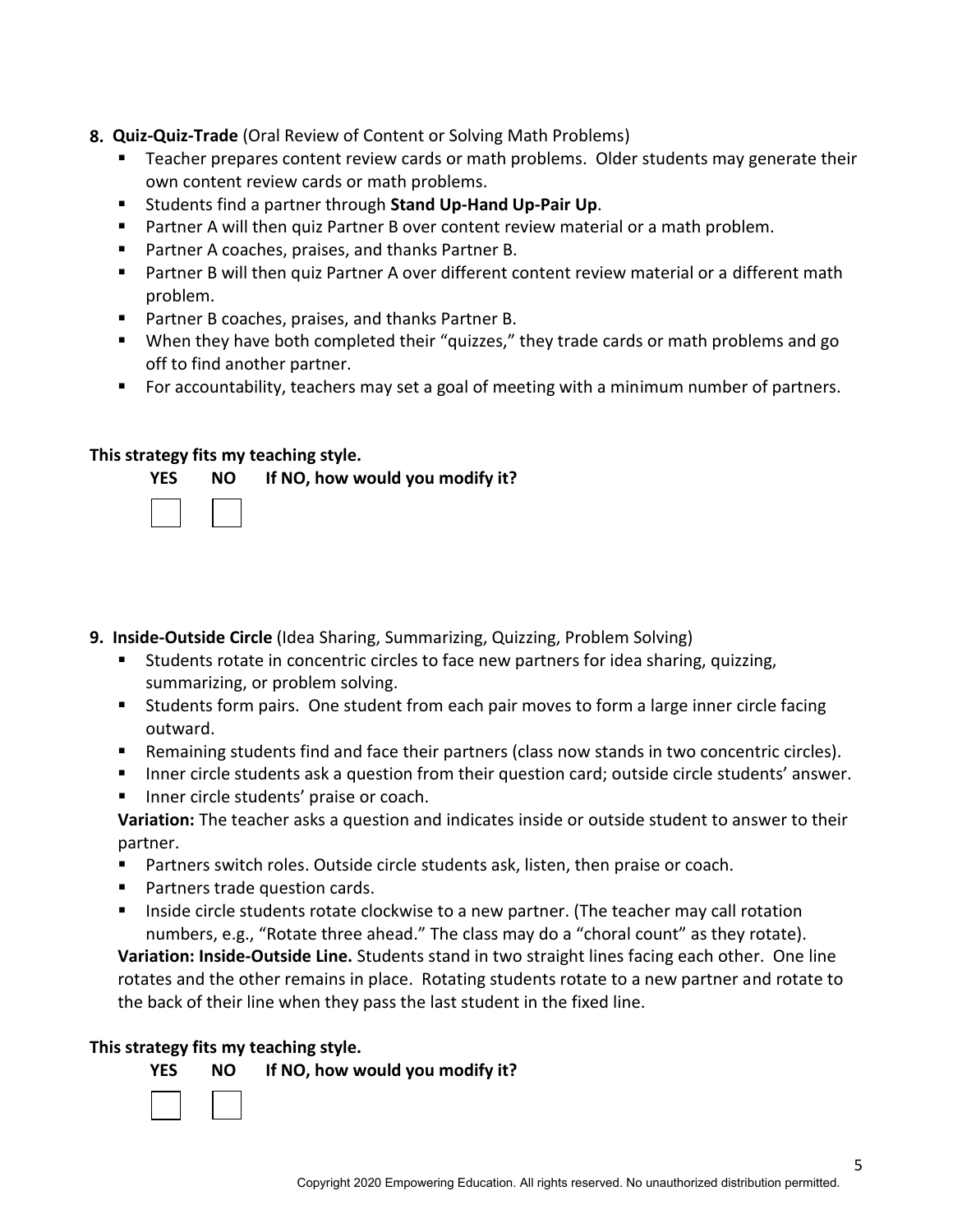8. **Quiz-Quiz-Trade** (Oral Review of Content or Solving Math Problems)
   - Teacher prepares content review cards or math problems. Older students may generate their own content review cards or math problems.
   - Students find a partner through **Stand Up-Hand Up-Pair Up**.
   - Partner A will then quiz Partner B over content review material or a math problem.
   - Partner A coaches, praises, and thanks Partner B.
   - Partner B will then quiz Partner A over different content review material or a different math problem.
   - Partner B coaches, praises, and thanks Partner B.
   - When they have both completed their "quizzes," they trade cards or math problems and go off to find another partner.
   - For accountability, teachers may set a goal of meeting with a minimum number of partners.

**This strategy fits my teaching style.**

**YES** ☐ **NO** ☐ **If NO, how would you modify it?**

9. **Inside-Outside Circle** (Idea Sharing, Summarizing, Quizzing, Problem Solving)
   - Students rotate in concentric circles to face new partners for idea sharing, quizzing, summarizing, or problem solving.
   - Students form pairs. One student from each pair moves to form a large inner circle facing outward.
   - Remaining students find and face their partners (class now stands in two concentric circles).
   - Inner circle students ask a question from their question card; outside circle students' answer.
   - Inner circle students' praise or coach.

   **Variation:** The teacher asks a question and indicates inside or outside student to answer to their partner.
   - Partners switch roles. Outside circle students ask, listen, then praise or coach.
   - Partners trade question cards.
   - Inside circle students rotate clockwise to a new partner. (The teacher may call rotation numbers, e.g., "Rotate three ahead." The class may do a "choral count" as they rotate).

   **Variation: Inside-Outside Line.** Students stand in two straight lines facing each other. One line rotates and the other remains in place. Rotating students rotate to a new partner and rotate to the back of their line when they pass the last student in the fixed line.

**This strategy fits my teaching style.**

**YES** ☐ **NO** ☐ **If NO, how would you modify it?**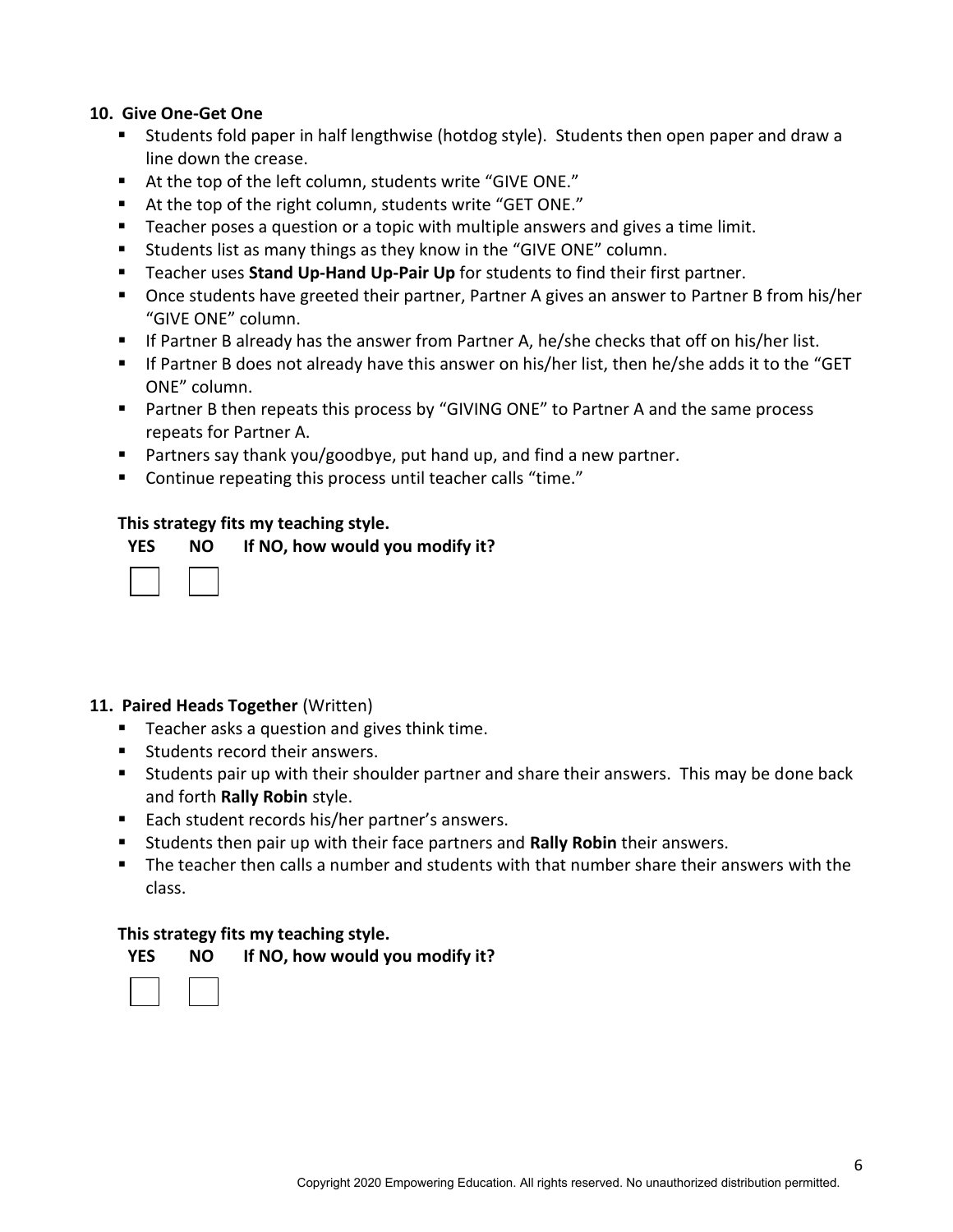**10. Give One-Get One**

- Students fold paper in half lengthwise (hotdog style). Students then open paper and draw a line down the crease.
- At the top of the left column, students write "GIVE ONE."
- At the top of the right column, students write "GET ONE."
- Teacher poses a question or a topic with multiple answers and gives a time limit.
- Students list as many things as they know in the "GIVE ONE" column.
- Teacher uses **Stand Up-Hand Up-Pair Up** for students to find their first partner.
- Once students have greeted their partner, Partner A gives an answer to Partner B from his/her "GIVE ONE" column.
- If Partner B already has the answer from Partner A, he/she checks that off on his/her list.
- If Partner B does not already have this answer on his/her list, then he/she adds it to the "GET ONE" column.
- Partner B then repeats this process by "GIVING ONE" to Partner A and the same process repeats for Partner A.
- Partners say thank you/goodbye, put hand up, and find a new partner.
- Continue repeating this process until teacher calls "time."

**This strategy fits my teaching style.**

**YES** ☐ **NO** ☐ **If NO, how would you modify it?**

**11. Paired Heads Together** (Written)

- Teacher asks a question and gives think time.
- Students record their answers.
- Students pair up with their shoulder partner and share their answers. This may be done back and forth **Rally Robin** style.
- Each student records his/her partner's answers.
- Students then pair up with their face partners and **Rally Robin** their answers.
- The teacher then calls a number and students with that number share their answers with the class.

**This strategy fits my teaching style.**

**YES** ☐ **NO** ☐ **If NO, how would you modify it?**

Copyright 2020 Empowering Education. All rights reserved. No unauthorized distribution permitted.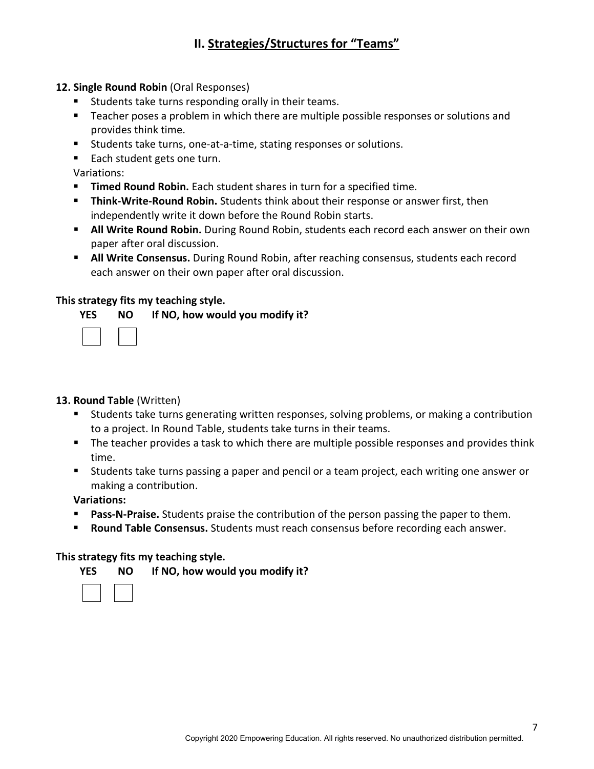## II. Strategies/Structures for "Teams"

**12. Single Round Robin** (Oral Responses)

- Students take turns responding orally in their teams.
- Teacher poses a problem in which there are multiple possible responses or solutions and provides think time.
- Students take turns, one-at-a-time, stating responses or solutions.
- Each student gets one turn.

Variations:

- **Timed Round Robin.** Each student shares in turn for a specified time.
- **Think-Write-Round Robin.** Students think about their response or answer first, then independently write it down before the Round Robin starts.
- **All Write Round Robin.** During Round Robin, students each record each answer on their own paper after oral discussion.
- **All Write Consensus.** During Round Robin, after reaching consensus, students each record each answer on their own paper after oral discussion.

**This strategy fits my teaching style.**

**YES NO If NO, how would you modify it?**

☐ ☐

**13. Round Table** (Written)

- Students take turns generating written responses, solving problems, or making a contribution to a project. In Round Table, students take turns in their teams.
- The teacher provides a task to which there are multiple possible responses and provides think time.
- Students take turns passing a paper and pencil or a team project, each writing one answer or making a contribution.

**Variations:**

- **Pass-N-Praise.** Students praise the contribution of the person passing the paper to them.
- **Round Table Consensus.** Students must reach consensus before recording each answer.

**This strategy fits my teaching style.**

**YES NO If NO, how would you modify it?**

☐ ☐

Copyright 2020 Empowering Education. All rights reserved. No unauthorized distribution permitted.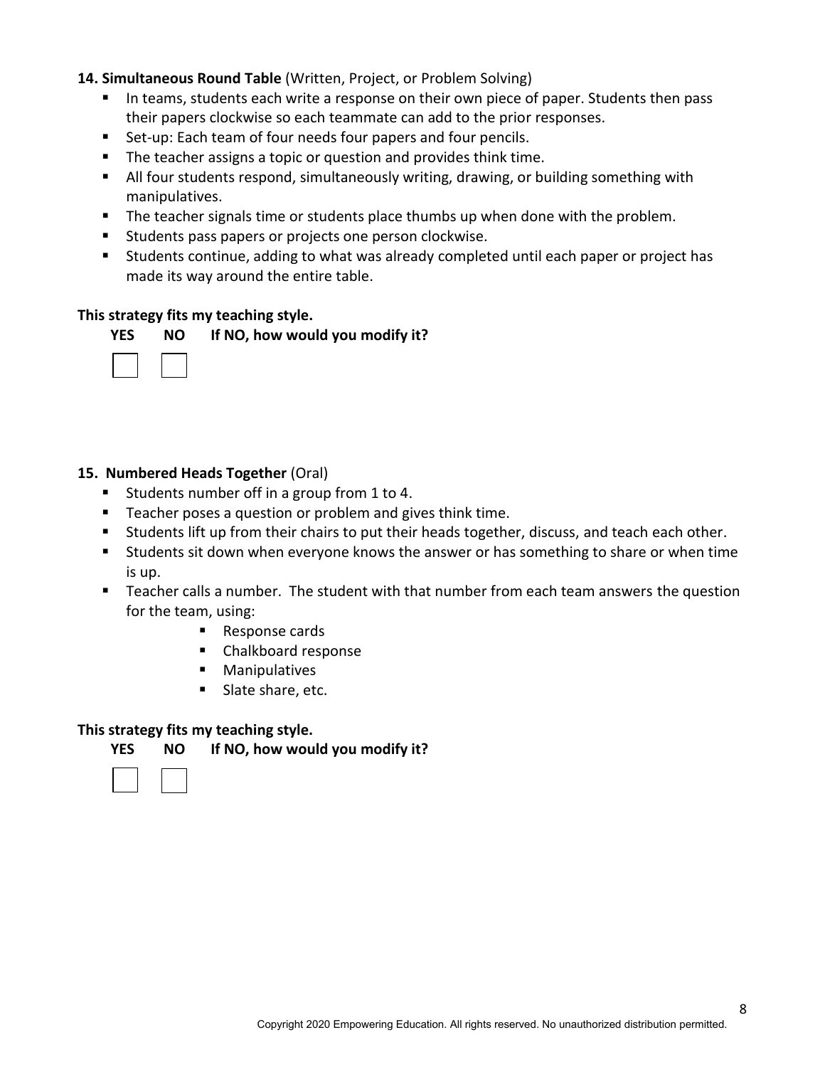**14. Simultaneous Round Table** (Written, Project, or Problem Solving)

- In teams, students each write a response on their own piece of paper. Students then pass their papers clockwise so each teammate can add to the prior responses.
- Set-up: Each team of four needs four papers and four pencils.
- The teacher assigns a topic or question and provides think time.
- All four students respond, simultaneously writing, drawing, or building something with manipulatives.
- The teacher signals time or students place thumbs up when done with the problem.
- Students pass papers or projects one person clockwise.
- Students continue, adding to what was already completed until each paper or project has made its way around the entire table.

**This strategy fits my teaching style.**

**YES** ☐ **NO** ☐ **If NO, how would you modify it?**

**15. Numbered Heads Together** (Oral)

- Students number off in a group from 1 to 4.
- Teacher poses a question or problem and gives think time.
- Students lift up from their chairs to put their heads together, discuss, and teach each other.
- Students sit down when everyone knows the answer or has something to share or when time is up.
- Teacher calls a number. The student with that number from each team answers the question for the team, using:
  - Response cards
  - Chalkboard response
  - Manipulatives
  - Slate share, etc.

**This strategy fits my teaching style.**

**YES** ☐ **NO** ☐ **If NO, how would you modify it?**

Copyright 2020 Empowering Education. All rights reserved. No unauthorized distribution permitted.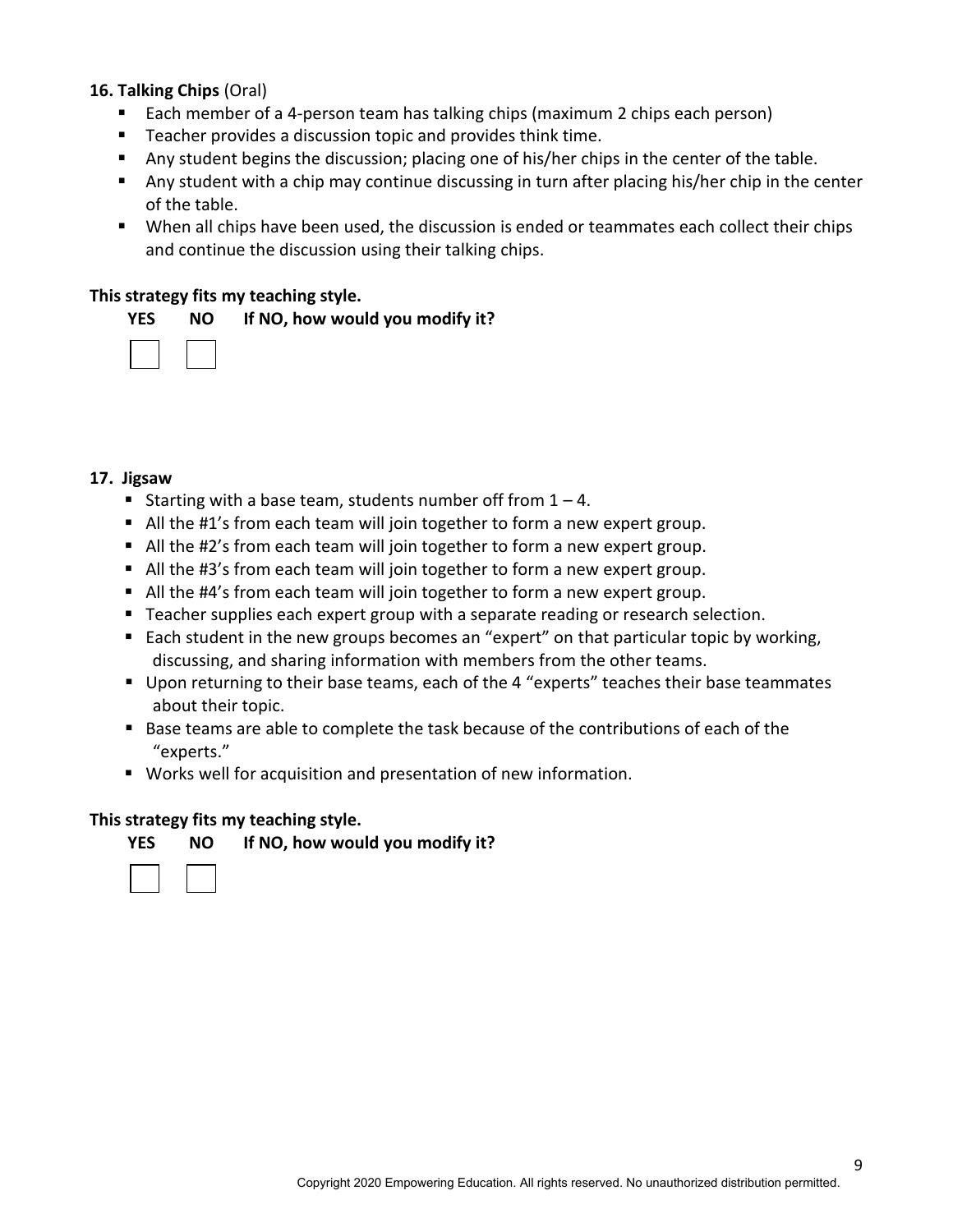**16. Talking Chips** (Oral)

- Each member of a 4-person team has talking chips (maximum 2 chips each person)
- Teacher provides a discussion topic and provides think time.
- Any student begins the discussion; placing one of his/her chips in the center of the table.
- Any student with a chip may continue discussing in turn after placing his/her chip in the center of the table.
- When all chips have been used, the discussion is ended or teammates each collect their chips and continue the discussion using their talking chips.

**This strategy fits my teaching style.**

**YES** ☐ **NO** ☐ **If NO, how would you modify it?**

**17. Jigsaw**

- Starting with a base team, students number off from 1 – 4.
- All the #1's from each team will join together to form a new expert group.
- All the #2's from each team will join together to form a new expert group.
- All the #3's from each team will join together to form a new expert group.
- All the #4's from each team will join together to form a new expert group.
- Teacher supplies each expert group with a separate reading or research selection.
- Each student in the new groups becomes an "expert" on that particular topic by working, discussing, and sharing information with members from the other teams.
- Upon returning to their base teams, each of the 4 "experts" teaches their base teammates about their topic.
- Base teams are able to complete the task because of the contributions of each of the "experts."
- Works well for acquisition and presentation of new information.

**This strategy fits my teaching style.**

**YES** ☐ **NO** ☐ **If NO, how would you modify it?**

Copyright 2020 Empowering Education. All rights reserved. No unauthorized distribution permitted.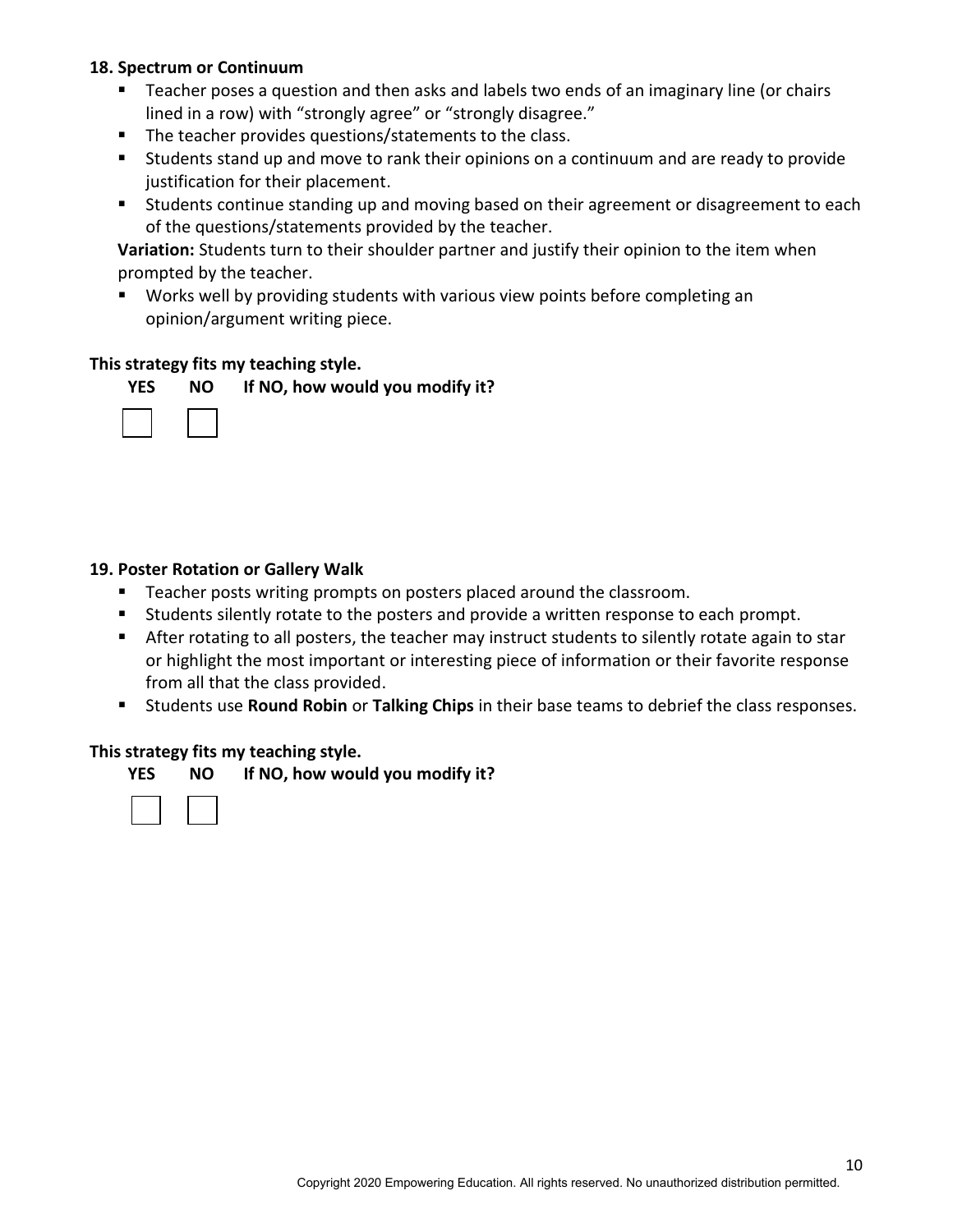**18. Spectrum or Continuum**

- Teacher poses a question and then asks and labels two ends of an imaginary line (or chairs lined in a row) with "strongly agree" or "strongly disagree."
- The teacher provides questions/statements to the class.
- Students stand up and move to rank their opinions on a continuum and are ready to provide justification for their placement.
- Students continue standing up and moving based on their agreement or disagreement to each of the questions/statements provided by the teacher.

**Variation:** Students turn to their shoulder partner and justify their opinion to the item when prompted by the teacher.

- Works well by providing students with various view points before completing an opinion/argument writing piece.

**This strategy fits my teaching style.**

**YES** ☐ **NO** ☐ **If NO, how would you modify it?**

**19. Poster Rotation or Gallery Walk**

- Teacher posts writing prompts on posters placed around the classroom.
- Students silently rotate to the posters and provide a written response to each prompt.
- After rotating to all posters, the teacher may instruct students to silently rotate again to star or highlight the most important or interesting piece of information or their favorite response from all that the class provided.
- Students use **Round Robin** or **Talking Chips** in their base teams to debrief the class responses.

**This strategy fits my teaching style.**

**YES** ☐ **NO** ☐ **If NO, how would you modify it?**

Copyright 2020 Empowering Education. All rights reserved. No unauthorized distribution permitted.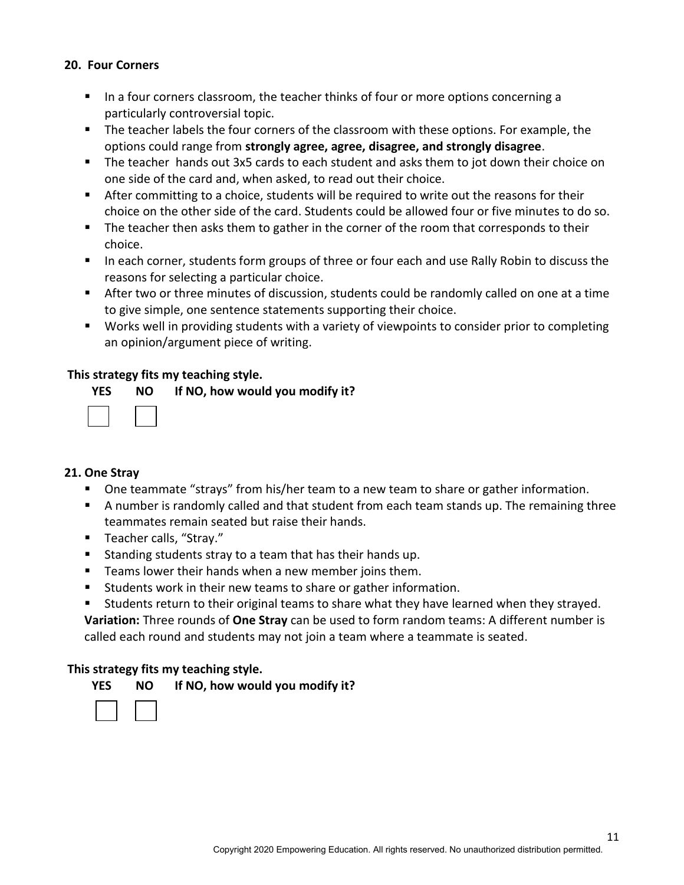**20. Four Corners**

- In a four corners classroom, the teacher thinks of four or more options concerning a particularly controversial topic.
- The teacher labels the four corners of the classroom with these options. For example, the options could range from **strongly agree, agree, disagree, and strongly disagree**.
- The teacher hands out 3x5 cards to each student and asks them to jot down their choice on one side of the card and, when asked, to read out their choice.
- After committing to a choice, students will be required to write out the reasons for their choice on the other side of the card. Students could be allowed four or five minutes to do so.
- The teacher then asks them to gather in the corner of the room that corresponds to their choice.
- In each corner, students form groups of three or four each and use Rally Robin to discuss the reasons for selecting a particular choice.
- After two or three minutes of discussion, students could be randomly called on one at a time to give simple, one sentence statements supporting their choice.
- Works well in providing students with a variety of viewpoints to consider prior to completing an opinion/argument piece of writing.

**This strategy fits my teaching style.**

**YES** ☐ **NO** ☐ **If NO, how would you modify it?**

**21. One Stray**

- One teammate "strays" from his/her team to a new team to share or gather information.
- A number is randomly called and that student from each team stands up. The remaining three teammates remain seated but raise their hands.
- Teacher calls, "Stray."
- Standing students stray to a team that has their hands up.
- Teams lower their hands when a new member joins them.
- Students work in their new teams to share or gather information.
- Students return to their original teams to share what they have learned when they strayed.

**Variation:** Three rounds of **One Stray** can be used to form random teams: A different number is called each round and students may not join a team where a teammate is seated.

**This strategy fits my teaching style.**

**YES** ☐ **NO** ☐ **If NO, how would you modify it?**

Copyright 2020 Empowering Education. All rights reserved. No unauthorized distribution permitted.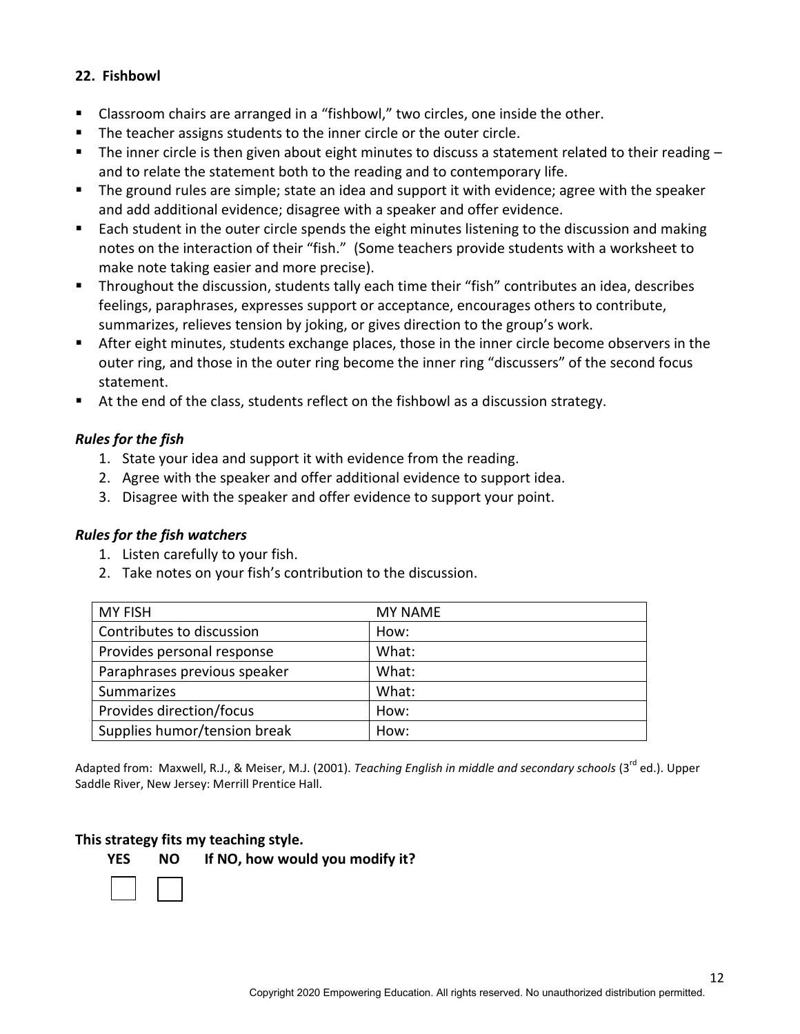## 22. Fishbowl

- Classroom chairs are arranged in a "fishbowl," two circles, one inside the other.
- The teacher assigns students to the inner circle or the outer circle.
- The inner circle is then given about eight minutes to discuss a statement related to their reading – and to relate the statement both to the reading and to contemporary life.
- The ground rules are simple; state an idea and support it with evidence; agree with the speaker and add additional evidence; disagree with a speaker and offer evidence.
- Each student in the outer circle spends the eight minutes listening to the discussion and making notes on the interaction of their "fish." (Some teachers provide students with a worksheet to make note taking easier and more precise).
- Throughout the discussion, students tally each time their "fish" contributes an idea, describes feelings, paraphrases, expresses support or acceptance, encourages others to contribute, summarizes, relieves tension by joking, or gives direction to the group's work.
- After eight minutes, students exchange places, those in the inner circle become observers in the outer ring, and those in the outer ring become the inner ring "discussers" of the second focus statement.
- At the end of the class, students reflect on the fishbowl as a discussion strategy.

### *Rules for the fish*

1. State your idea and support it with evidence from the reading.
2. Agree with the speaker and offer additional evidence to support idea.
3. Disagree with the speaker and offer evidence to support your point.

### *Rules for the fish watchers*

1. Listen carefully to your fish.
2. Take notes on your fish's contribution to the discussion.

| MY FISH | MY NAME |
|---|---|
| Contributes to discussion | How: |
| Provides personal response | What: |
| Paraphrases previous speaker | What: |
| Summarizes | What: |
| Provides direction/focus | How: |
| Supplies humor/tension break | How: |

Adapted from: Maxwell, R.J., & Meiser, M.J. (2001). *Teaching English in middle and secondary schools* (3rd ed.). Upper Saddle River, New Jersey: Merrill Prentice Hall.

**This strategy fits my teaching style.**

**YES NO If NO, how would you modify it?**

☐ ☐

Copyright 2020 Empowering Education. All rights reserved. No unauthorized distribution permitted.